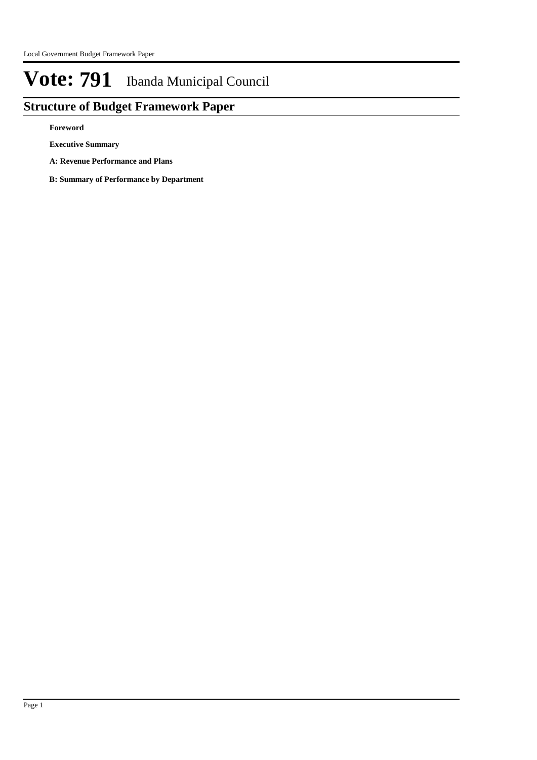# Vote: 791 Ibanda Municipal Council

## Structure of Budget Framework Paper

**Foreword**

**Executive Summary**

**A: Revenue Performance and Plans**

**B: Summary of Performance by Department**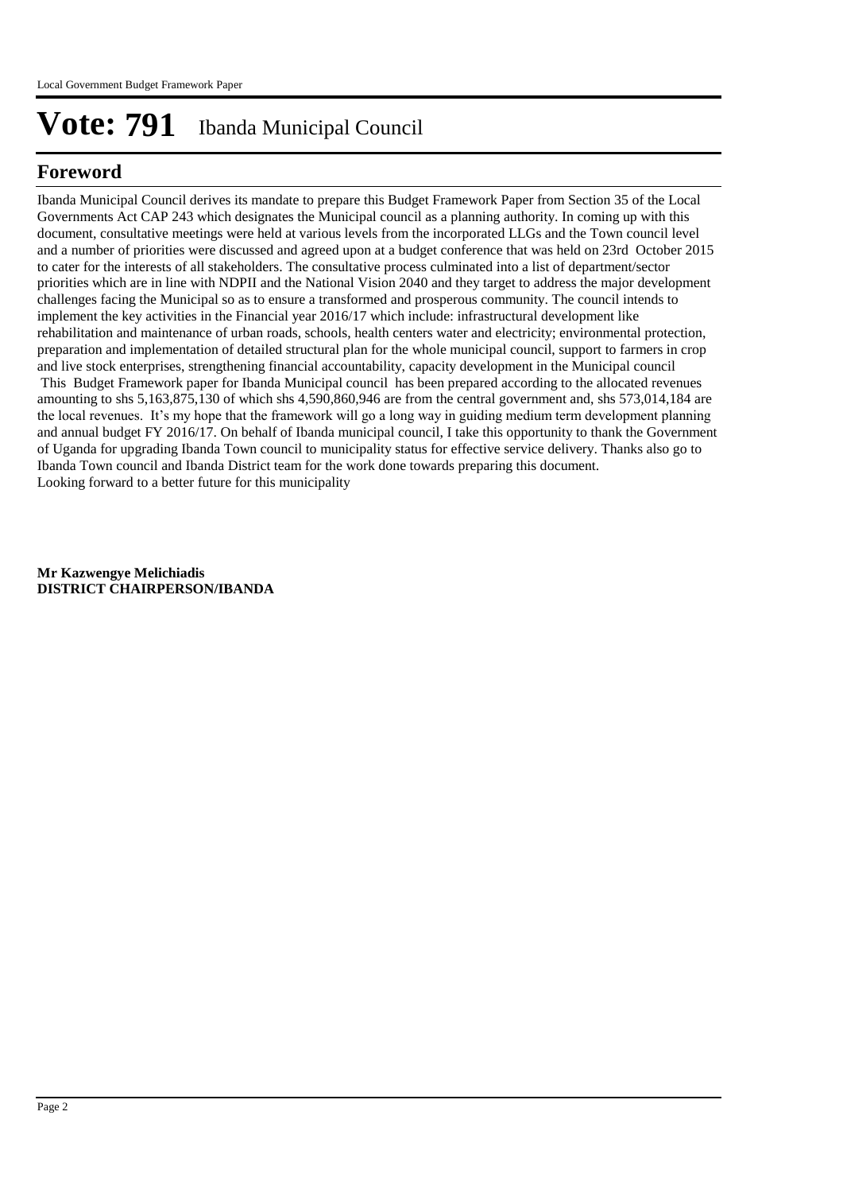# Vote: 791 Ibanda Municipal Council

## Foreword

Ibanda Municipal Council derives its mandate to prepare this Budget Framework Paper from Section 35 of the Local Governments Act CAP 243 which designates the Municipal council as a planning authority. In coming up with this document, consultative meetings were held at various levels from the incorporated LLGs and the Town council level and a number of priorities were discussed and agreed upon at a budget conference that was held on 23rd October 2015 to cater for the interests of all stakeholders. The consultative process culminated into a list of department/sector priorities which are in line with NDPII and the National Vision 2040 and they target to address the major development challenges facing the Municipal so as to ensure a transformed and prosperous community. The council intends to implement the key activities in the Financial year 2016/17 which include: infrastructural development like rehabilitation and maintenance of urban roads, schools, health centers water and electricity; environmental protection, preparation and implementation of detailed structural plan for the whole municipal council, support to farmers in crop and live stock enterprises, strengthening financial accountability, capacity development in the Municipal council

This Budget Framework paper for Ibanda Municipal council has been prepared according to the allocated revenues amounting to shs 5,163,875,130 of which shs 4,590,860,946 are from the central government and, shs 573,014,184 are the local revenues. It's my hope that the framework will go a long way in guiding medium term development planning and annual budget FY 2016/17. On behalf of Ibanda municipal council, I take this opportunity to thank the Government of Uganda for upgrading Ibanda Town council to municipality status for effective service delivery. Thanks also go to Ibanda Town council and Ibanda District team for the work done towards preparing this document.

Looking forward to a better future for this municipality

**Mr Kazwengye Melichiadis**
**DISTRICT CHAIRPERSON/IBANDA**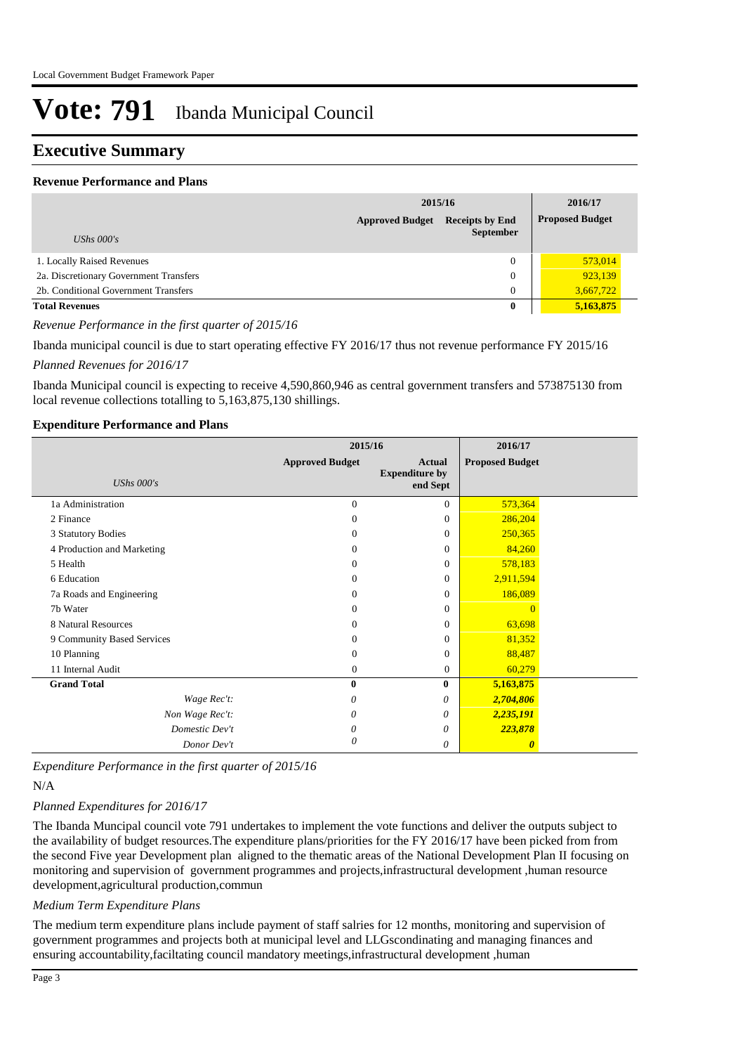# Vote: 791 Ibanda Municipal Council

## Executive Summary

### Revenue Performance and Plans

| UShs 000's | 2015/16 | | 2016/17 |
|---|---|---|---|
| | Approved Budget | Receipts by End September | Proposed Budget |
| 1. Locally Raised Revenues | | 0 | 573,014 |
| 2a. Discretionary Government Transfers | | 0 | 923,139 |
| 2b. Conditional Government Transfers | | 0 | 3,667,722 |
| **Total Revenues** | | **0** | **5,163,875** |

*Revenue Performance in the first quarter of 2015/16*

Ibanda municipal council is due to start operating effective FY 2016/17 thus not revenue performance FY 2015/16

*Planned Revenues for 2016/17*

Ibanda Municipal council is expecting to receive 4,590,860,946 as central government transfers and 573875130 from local revenue collections totalling to 5,163,875,130 shillings.

### Expenditure Performance and Plans

| UShs 000's | 2015/16 | | 2016/17 |
|---|---|---|---|
| | Approved Budget | Actual Expenditure by end Sept | Proposed Budget |
| 1a Administration | 0 | 0 | 573,364 |
| 2 Finance | 0 | 0 | 286,204 |
| 3 Statutory Bodies | 0 | 0 | 250,365 |
| 4 Production and Marketing | 0 | 0 | 84,260 |
| 5 Health | 0 | 0 | 578,183 |
| 6 Education | 0 | 0 | 2,911,594 |
| 7a Roads and Engineering | 0 | 0 | 186,089 |
| 7b Water | 0 | 0 | 0 |
| 8 Natural Resources | 0 | 0 | 63,698 |
| 9 Community Based Services | 0 | 0 | 81,352 |
| 10 Planning | 0 | 0 | 88,487 |
| 11 Internal Audit | 0 | 0 | 60,279 |
| **Grand Total** | **0** | **0** | **5,163,875** |
| *Wage Rec't:* | *0* | *0* | ***2,704,806*** |
| *Non Wage Rec't:* | *0* | *0* | ***2,235,191*** |
| *Domestic Dev't* | *0* | *0* | ***223,878*** |
| *Donor Dev't* | *0* | *0* | ***0*** |

*Expenditure Performance in the first quarter of 2015/16*

N/A

*Planned Expenditures for 2016/17*

The Ibanda Muncipal council vote 791 undertakes to implement the vote functions and deliver the outputs subject to the availability of budget resources.The expenditure plans/priorities for the FY 2016/17 have been picked from from the second Five year Development plan aligned to the thematic areas of the National Development Plan II focusing on monitoring and supervision of government programmes and projects,infrastructural development ,human resource development,agricultural production,commun

*Medium Term Expenditure Plans*

The medium term expenditure plans include payment of staff salries for 12 months, monitoring and supervision of government programmes and projects both at municipal level and LLGscondinating and managing finances and ensuring accountability,faciltating council mandatory meetings,infrastructural development ,human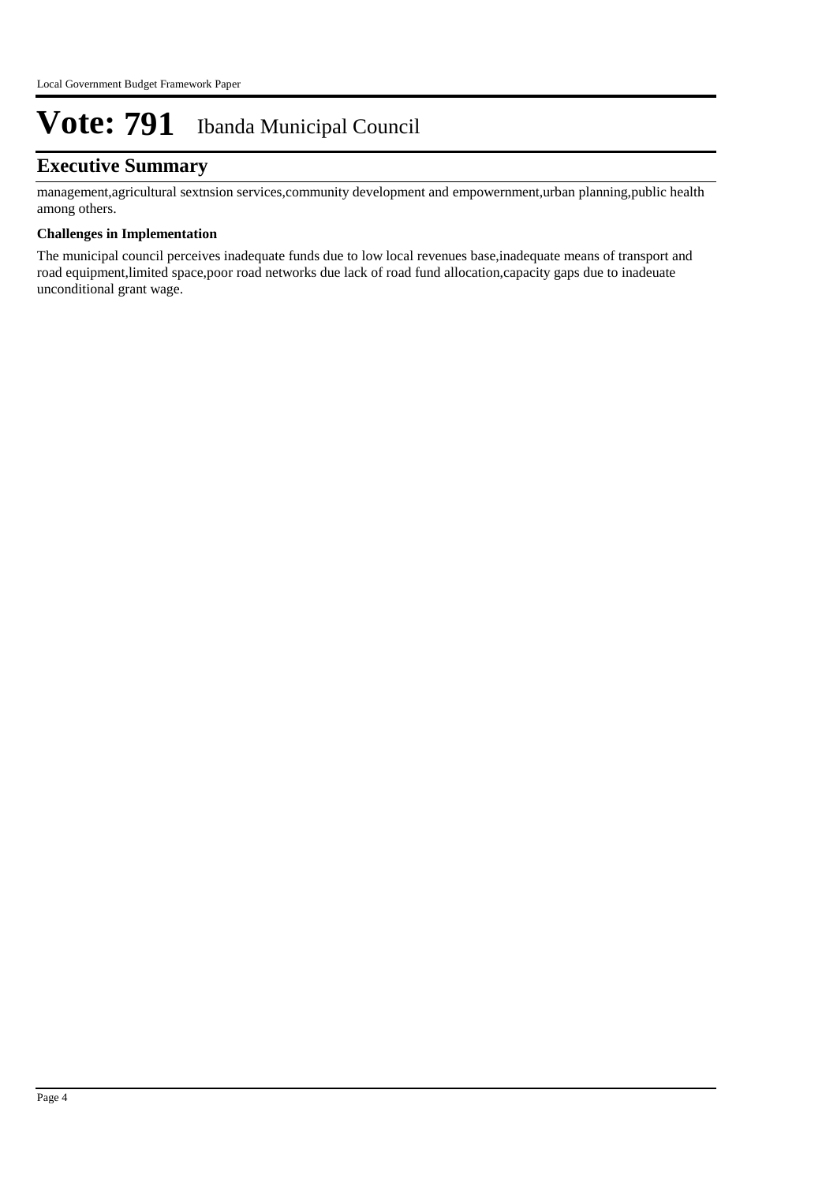# Vote: 791 Ibanda Municipal Council

## Executive Summary

management,agricultural sextnsion services,community development and empowernment,urban planning,public health among others.

**Challenges in Implementation**

The municipal council perceives inadequate funds due to low local revenues base,inadequate means of transport and road equipment,limited space,poor road networks due lack of road fund allocation,capacity gaps due to inadeuate unconditional grant wage.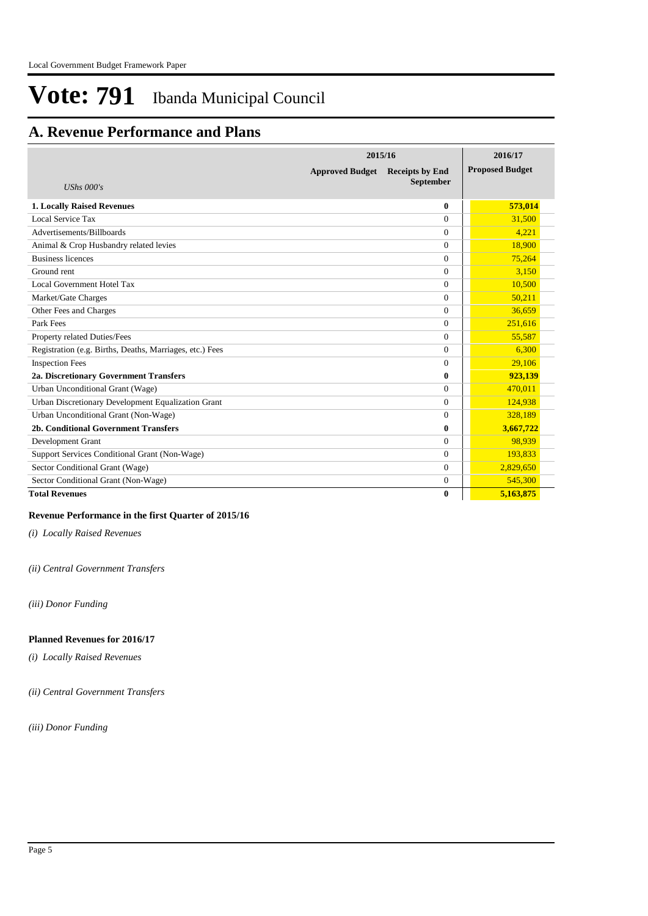## A. Revenue Performance and Plans

| *UShs 000's* | 2015/16 | | 2016/17 |
|---|---|---|---|
| | Approved Budget | Receipts by End September | Proposed Budget |
| **1. Locally Raised Revenues** | | **0** | **573,014** |
| Local Service Tax | | 0 | 31,500 |
| Advertisements/Billboards | | 0 | 4,221 |
| Animal & Crop Husbandry related levies | | 0 | 18,900 |
| Business licences | | 0 | 75,264 |
| Ground rent | | 0 | 3,150 |
| Local Government Hotel Tax | | 0 | 10,500 |
| Market/Gate Charges | | 0 | 50,211 |
| Other Fees and Charges | | 0 | 36,659 |
| Park Fees | | 0 | 251,616 |
| Property related Duties/Fees | | 0 | 55,587 |
| Registration (e.g. Births, Deaths, Marriages, etc.) Fees | | 0 | 6,300 |
| Inspection Fees | | 0 | 29,106 |
| **2a. Discretionary Government Transfers** | | **0** | **923,139** |
| Urban Unconditional Grant (Wage) | | 0 | 470,011 |
| Urban Discretionary Development Equalization Grant | | 0 | 124,938 |
| Urban Unconditional Grant (Non-Wage) | | 0 | 328,189 |
| **2b. Conditional Government Transfers** | | **0** | **3,667,722** |
| Development Grant | | 0 | 98,939 |
| Support Services Conditional Grant (Non-Wage) | | 0 | 193,833 |
| Sector Conditional Grant (Wage) | | 0 | 2,829,650 |
| Sector Conditional Grant (Non-Wage) | | 0 | 545,300 |
| **Total Revenues** | | **0** | **5,163,875** |

**Revenue Performance in the first Quarter of 2015/16**

*(i) Locally Raised Revenues*

*(ii) Central Government Transfers*

*(iii) Donor Funding*

**Planned Revenues for 2016/17**

*(i) Locally Raised Revenues*

*(ii) Central Government Transfers*

*(iii) Donor Funding*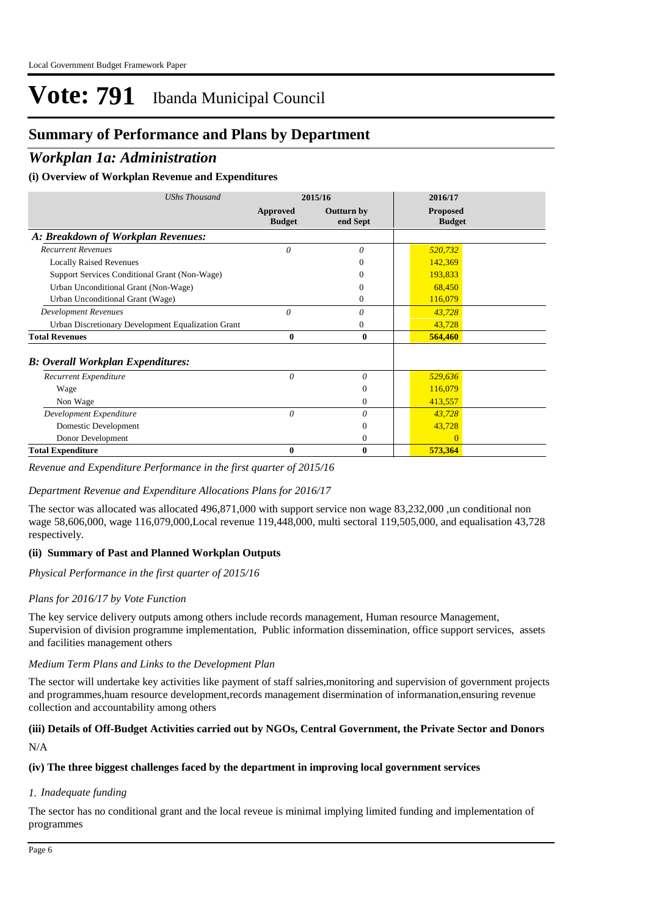# Vote: 791 Ibanda Municipal Council

## Summary of Performance and Plans by Department

## *Workplan 1a: Administration*

### (i) Overview of Workplan Revenue and Expenditures

| *UShs Thousand* | 2015/16 | | 2016/17 |
|---|---|---|---|
| | **Approved Budget** | **Outturn by end Sept** | **Proposed Budget** |
| ***A: Breakdown of Workplan Revenues:*** | | | |
| *Recurrent Revenues* | *0* | *0* | *520,732* |
| Locally Raised Revenues | | 0 | 142,369 |
| Support Services Conditional Grant (Non-Wage) | | 0 | 193,833 |
| Urban Unconditional Grant (Non-Wage) | | 0 | 68,450 |
| Urban Unconditional Grant (Wage) | | 0 | 116,079 |
| *Development Revenues* | *0* | *0* | *43,728* |
| Urban Discretionary Development Equalization Grant | | 0 | 43,728 |
| **Total Revenues** | **0** | **0** | **564,460** |
| ***B: Overall Workplan Expenditures:*** | | | |
| *Recurrent Expenditure* | *0* | *0* | *529,636* |
| Wage | | 0 | 116,079 |
| Non Wage | | 0 | 413,557 |
| *Development Expenditure* | *0* | *0* | *43,728* |
| Domestic Development | | 0 | 43,728 |
| Donor Development | | 0 | 0 |
| **Total Expenditure** | **0** | **0** | **573,364** |

*Revenue and Expenditure Performance in the first quarter of 2015/16*

*Department Revenue and Expenditure Allocations Plans for 2016/17*

The sector was allocated was allocated 496,871,000 with support service non wage 83,232,000 ,un conditional non wage 58,606,000, wage 116,079,000,Local revenue 119,448,000, multi sectoral 119,505,000, and equalisation 43,728 respectively.

### (ii) Summary of Past and Planned Workplan Outputs

*Physical Performance in the first quarter of 2015/16*

*Plans for 2016/17 by Vote Function*

The key service delivery outputs among others include records management, Human resource Management, Supervision of division programme implementation, Public information dissemination, office support services, assets and facilities management others

*Medium Term Plans and Links to the Development Plan*

The sector will undertake key activities like payment of staff salries,monitoring and supervision of government projects and programmes,huam resource development,records management disermination of informanation,ensuring revenue collection and accountability among others

### (iii) Details of Off-Budget Activities carried out by NGOs, Central Government, the Private Sector and Donors

N/A

### (iv) The three biggest challenges faced by the department in improving local government services

*1. Inadequate funding*

The sector has no conditional grant and the local reveue is minimal implying limited funding and implementation of programmes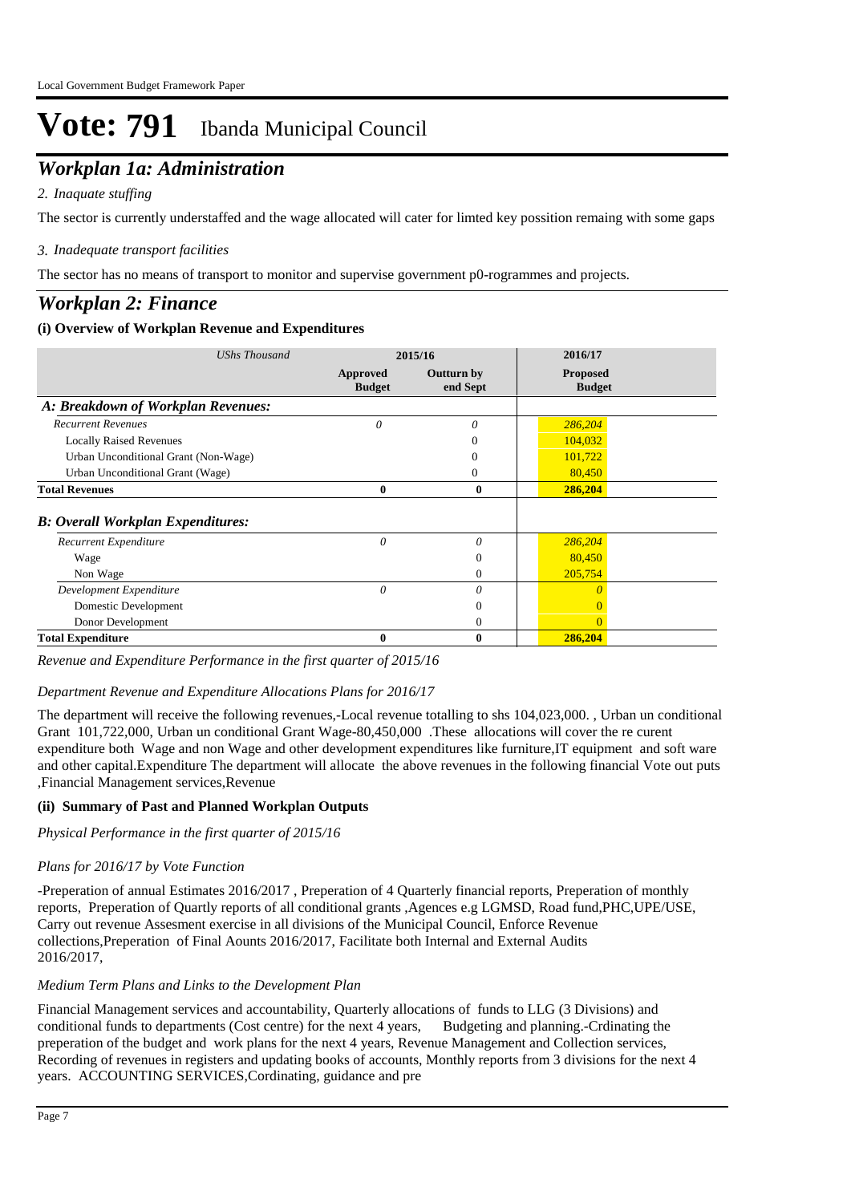# Vote: 791 Ibanda Municipal Council

## *Workplan 1a: Administration*

*2. Inaquate stuffing*

The sector is currently understaffed and the wage allocated will cater for limted key possition remaing with some gaps

*3. Inadequate transport facilities*

The sector has no means of transport to monitor and supervise government p0-rogrammes and projects.

## *Workplan 2: Finance*

### (i) Overview of Workplan Revenue and Expenditures

| *UShs Thousand* | 2015/16 | | 2016/17 |
|---|---|---|---|
| | **Approved Budget** | **Outturn by end Sept** | **Proposed Budget** |
| ***A: Breakdown of Workplan Revenues:*** | | | |
| *Recurrent Revenues* | *0* | *0* | *286,204* |
| Locally Raised Revenues | | 0 | 104,032 |
| Urban Unconditional Grant (Non-Wage) | | 0 | 101,722 |
| Urban Unconditional Grant (Wage) | | 0 | 80,450 |
| **Total Revenues** | **0** | **0** | **286,204** |
| ***B: Overall Workplan Expenditures:*** | | | |
| *Recurrent Expenditure* | *0* | *0* | *286,204* |
| Wage | | 0 | 80,450 |
| Non Wage | | 0 | 205,754 |
| *Development Expenditure* | *0* | *0* | *0* |
| Domestic Development | | 0 | 0 |
| Donor Development | | 0 | 0 |
| **Total Expenditure** | **0** | **0** | **286,204** |

*Revenue and Expenditure Performance in the first quarter of 2015/16*

*Department Revenue and Expenditure Allocations Plans for 2016/17*

The department will receive the following revenues,-Local revenue totalling to shs 104,023,000. , Urban un conditional Grant 101,722,000, Urban un conditional Grant Wage-80,450,000 .These allocations will cover the re curent expenditure both Wage and non Wage and other development expenditures like furniture,IT equipment and soft ware and other capital.Expenditure The department will allocate the above revenues in the following financial Vote out puts ,Financial Management services,Revenue

### (ii) Summary of Past and Planned Workplan Outputs

*Physical Performance in the first quarter of 2015/16*

*Plans for 2016/17 by Vote Function*

-Preperation of annual Estimates 2016/2017 , Preperation of 4 Quarterly financial reports, Preperation of monthly reports, Preperation of Quartly reports of all conditional grants ,Agences e.g LGMSD, Road fund,PHC,UPE/USE, Carry out revenue Assesment exercise in all divisions of the Municipal Council, Enforce Revenue collections,Preperation of Final Aounts 2016/2017, Facilitate both Internal and External Audits 2016/2017,

*Medium Term Plans and Links to the Development Plan*

Financial Management services and accountability, Quarterly allocations of funds to LLG (3 Divisions) and conditional funds to departments (Cost centre) for the next 4 years, Budgeting and planning.-Crdinating the preperation of the budget and work plans for the next 4 years, Revenue Management and Collection services, Recording of revenues in registers and updating books of accounts, Monthly reports from 3 divisions for the next 4 years. ACCOUNTING SERVICES,Cordinating, guidance and pre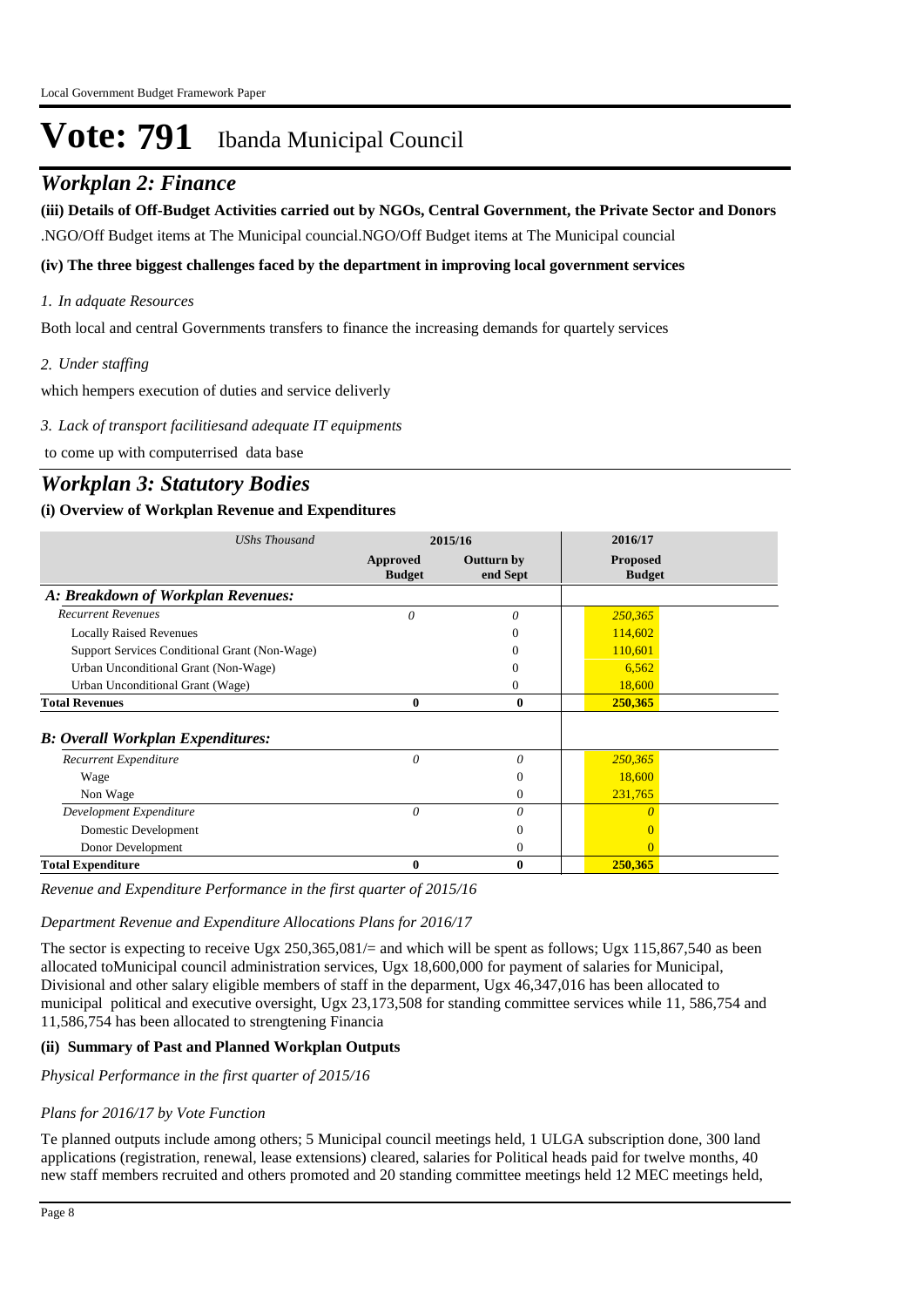# Vote: 791 Ibanda Municipal Council

## *Workplan 2: Finance*

**(iii) Details of Off-Budget Activities carried out by NGOs, Central Government, the Private Sector and Donors**

.NGO/Off Budget items at The Municipal council.NGO/Off Budget items at The Municipal council

**(iv) The three biggest challenges faced by the department in improving local government services**

*1. In adquate Resources*

Both local and central Governments transfers to finance the increasing demands for quartely services

*2. Under staffing*

which hempers execution of duties and service deliverly

*3. Lack of transport facilitiesand adequate IT equipments*

to come up with computerrised data base

## *Workplan 3: Statutory Bodies*

**(i) Overview of Workplan Revenue and Expenditures**

| *UShs Thousand* | 2015/16 | | 2016/17 |
|---|---|---|---|
| | **Approved Budget** | **Outturn by end Sept** | **Proposed Budget** |
| ***A: Breakdown of Workplan Revenues:*** | | | |
| *Recurrent Revenues* | *0* | *0* | *250,365* |
| Locally Raised Revenues | | 0 | 114,602 |
| Support Services Conditional Grant (Non-Wage) | | 0 | 110,601 |
| Urban Unconditional Grant (Non-Wage) | | 0 | 6,562 |
| Urban Unconditional Grant (Wage) | | 0 | 18,600 |
| **Total Revenues** | **0** | **0** | **250,365** |
| ***B: Overall Workplan Expenditures:*** | | | |
| *Recurrent Expenditure* | *0* | *0* | *250,365* |
| Wage | | 0 | 18,600 |
| Non Wage | | 0 | 231,765 |
| *Development Expenditure* | *0* | *0* | *0* |
| Domestic Development | | 0 | 0 |
| Donor Development | | 0 | 0 |
| **Total Expenditure** | **0** | **0** | **250,365** |

*Revenue and Expenditure Performance in the first quarter of 2015/16*

*Department Revenue and Expenditure Allocations Plans for 2016/17*

The sector is expecting to receive Ugx 250,365,081/= and which will be spent as follows; Ugx 115,867,540 as been allocated toMunicipal council administration services, Ugx 18,600,000 for payment of salaries for Municipal, Divisional and other salary eligible members of staff in the deparment, Ugx 46,347,016 has been allocated to municipal political and executive oversight, Ugx 23,173,508 for standing committee services while 11, 586,754 and 11,586,754 has been allocated to strengtening Financia

**(ii) Summary of Past and Planned Workplan Outputs**

*Physical Performance in the first quarter of 2015/16*

*Plans for 2016/17 by Vote Function*

Te planned outputs include among others; 5 Municipal council meetings held, 1 ULGA subscription done, 300 land applications (registration, renewal, lease extensions) cleared, salaries for Political heads paid for twelve months, 40 new staff members recruited and others promoted and 20 standing committee meetings held 12 MEC meetings held,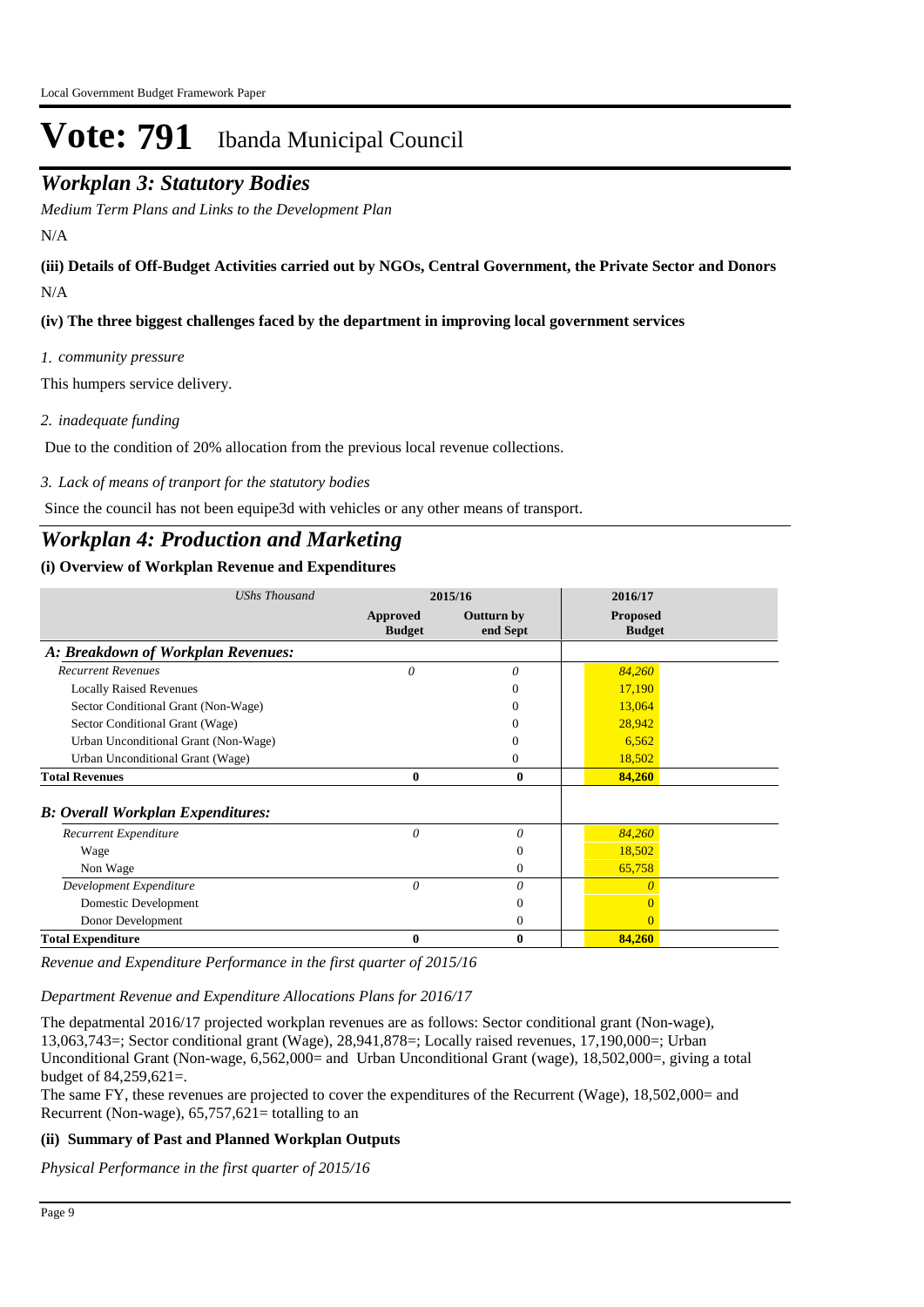# Vote: 791 Ibanda Municipal Council

## *Workplan 3: Statutory Bodies*

*Medium Term Plans and Links to the Development Plan*

N/A

**(iii) Details of Off-Budget Activities carried out by NGOs, Central Government, the Private Sector and Donors**

N/A

**(iv) The three biggest challenges faced by the department in improving local government services**

*1. community pressure*

This humpers service delivery.

*2. inadequate funding*

Due to the condition of 20% allocation from the previous local revenue collections.

*3. Lack of means of tranport for the statutory bodies*

Since the council has not been equipe3d with vehicles or any other means of transport.

## *Workplan 4: Production and Marketing*

**(i) Overview of Workplan Revenue and Expenditures**

| *UShs Thousand* | 2015/16 | | 2016/17 |
|---|---|---|---|
| | **Approved Budget** | **Outturn by end Sept** | **Proposed Budget** |
| ***A: Breakdown of Workplan Revenues:*** | | | |
| *Recurrent Revenues* | *0* | *0* | *84,260* |
| Locally Raised Revenues | | 0 | 17,190 |
| Sector Conditional Grant (Non-Wage) | | 0 | 13,064 |
| Sector Conditional Grant (Wage) | | 0 | 28,942 |
| Urban Unconditional Grant (Non-Wage) | | 0 | 6,562 |
| Urban Unconditional Grant (Wage) | | 0 | 18,502 |
| **Total Revenues** | **0** | **0** | **84,260** |
| ***B: Overall Workplan Expenditures:*** | | | |
| *Recurrent Expenditure* | *0* | *0* | *84,260* |
| Wage | | 0 | 18,502 |
| Non Wage | | 0 | 65,758 |
| *Development Expenditure* | *0* | *0* | *0* |
| Domestic Development | | 0 | 0 |
| Donor Development | | 0 | 0 |
| **Total Expenditure** | **0** | **0** | **84,260** |

*Revenue and Expenditure Performance in the first quarter of 2015/16*

*Department Revenue and Expenditure Allocations Plans for 2016/17*

The depatmental 2016/17 projected workplan revenues are as follows: Sector conditional grant (Non-wage), 13,063,743=; Sector conditional grant (Wage), 28,941,878=; Locally raised revenues, 17,190,000=; Urban Unconditional Grant (Non-wage, 6,562,000= and Urban Unconditional Grant (wage), 18,502,000=, giving a total budget of 84,259,621=.
The same FY, these revenues are projected to cover the expenditures of the Recurrent (Wage), 18,502,000= and Recurrent (Non-wage), 65,757,621= totalling to an

**(ii) Summary of Past and Planned Workplan Outputs**

*Physical Performance in the first quarter of 2015/16*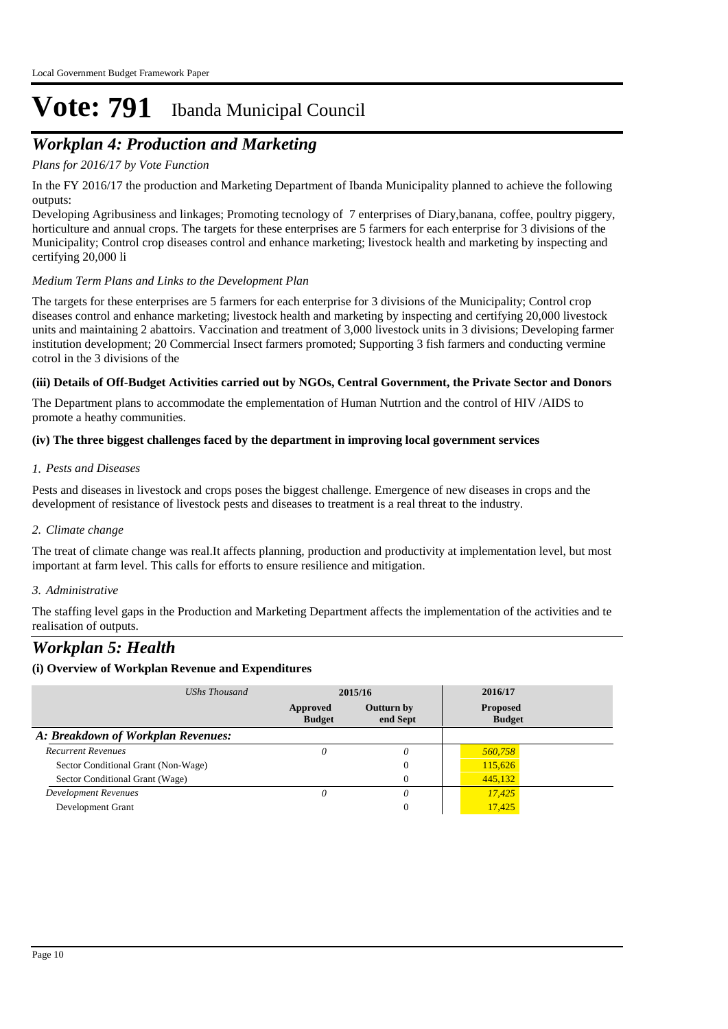# Vote: 791 Ibanda Municipal Council

## *Workplan 4: Production and Marketing*

*Plans for 2016/17 by Vote Function*

In the FY 2016/17 the production and Marketing Department of Ibanda Municipality planned to achieve the following outputs:

Developing Agribusiness and linkages; Promoting tecnology of 7 enterprises of Diary,banana, coffee, poultry piggery, horticulture and annual crops. The targets for these enterprises are 5 farmers for each enterprise for 3 divisions of the Municipality; Control crop diseases control and enhance marketing; livestock health and marketing by inspecting and certifying 20,000 li

*Medium Term Plans and Links to the Development Plan*

The targets for these enterprises are 5 farmers for each enterprise for 3 divisions of the Municipality; Control crop diseases control and enhance marketing; livestock health and marketing by inspecting and certifying 20,000 livestock units and maintaining 2 abattoirs. Vaccination and treatment of 3,000 livestock units in 3 divisions; Developing farmer institution development; 20 Commercial Insect farmers promoted; Supporting 3 fish farmers and conducting vermine cotrol in the 3 divisions of the

**(iii) Details of Off-Budget Activities carried out by NGOs, Central Government, the Private Sector and Donors**

The Department plans to accommodate the emplementation of Human Nutrtion and the control of HIV /AIDS to promote a heathy communities.

**(iv) The three biggest challenges faced by the department in improving local government services**

*1. Pests and Diseases*

Pests and diseases in livestock and crops poses the biggest challenge. Emergence of new diseases in crops and the development of resistance of livestock pests and diseases to treatment is a real threat to the industry.

*2. Climate change*

The treat of climate change was real.It affects planning, production and productivity at implementation level, but most important at farm level. This calls for efforts to ensure resilience and mitigation.

*3. Administrative*

The staffing level gaps in the Production and Marketing Department affects the implementation of the activities and te realisation of outputs.

## *Workplan 5: Health*

**(i) Overview of Workplan Revenue and Expenditures**

| *UShs Thousand* | 2015/16 | | 2016/17 |
|---|---|---|---|
| | **Approved Budget** | **Outturn by end Sept** | **Proposed Budget** |
| ***A: Breakdown of Workplan Revenues:*** | | | |
| *Recurrent Revenues* | *0* | *0* | *560,758* |
| Sector Conditional Grant (Non-Wage) | | 0 | 115,626 |
| Sector Conditional Grant (Wage) | | 0 | 445,132 |
| *Development Revenues* | *0* | *0* | *17,425* |
| Development Grant | | 0 | 17,425 |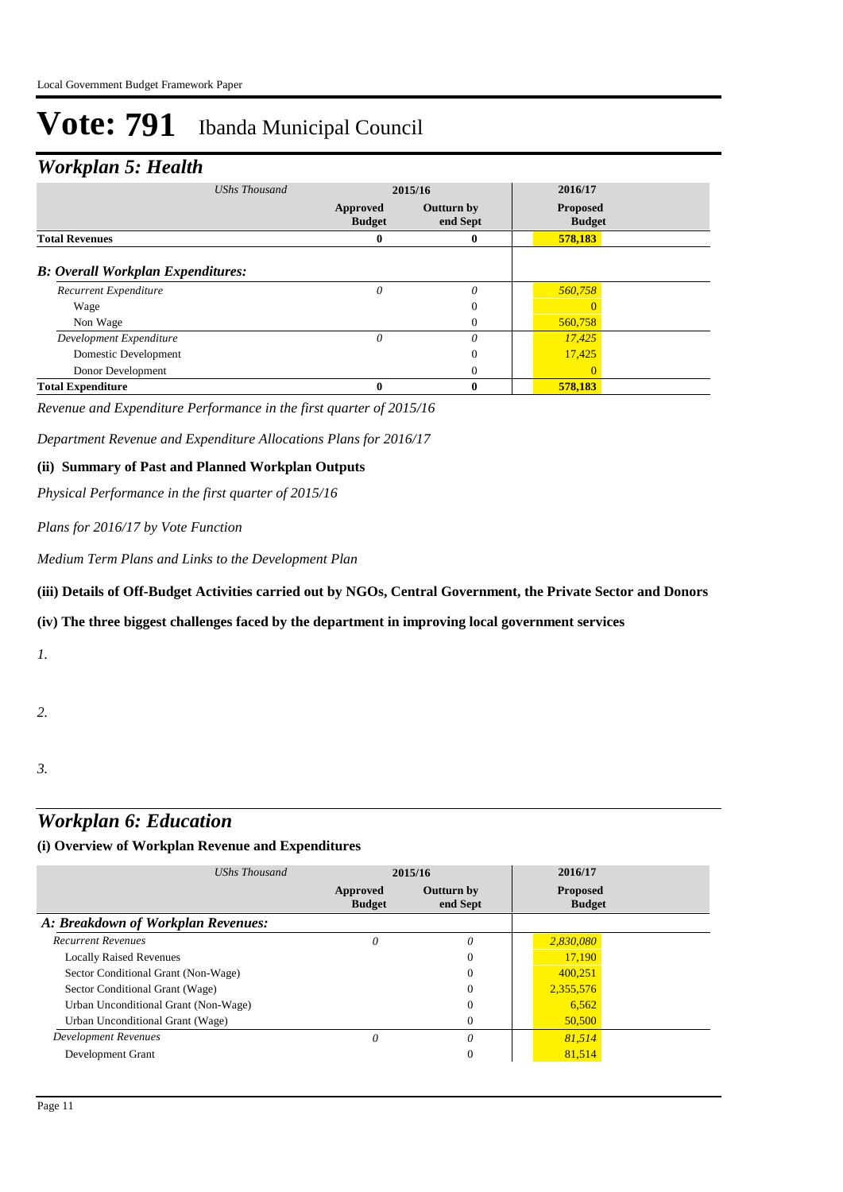# Vote: 791 Ibanda Municipal Council

## Workplan 5: Health

| UShs Thousand | 2015/16 | | 2016/17 |
|---|---|---|---|
| | Approved Budget | Outturn by end Sept | Proposed Budget |
| **Total Revenues** | **0** | **0** | **578,183** |
| ***B: Overall Workplan Expenditures:*** | | | |
| *Recurrent Expenditure* | *0* | *0* | *560,758* |
| Wage | | 0 | 0 |
| Non Wage | | 0 | 560,758 |
| *Development Expenditure* | *0* | *0* | *17,425* |
| Domestic Development | | 0 | 17,425 |
| Donor Development | | 0 | 0 |
| **Total Expenditure** | **0** | **0** | **578,183** |

*Revenue and Expenditure Performance in the first quarter of 2015/16*

*Department Revenue and Expenditure Allocations Plans for 2016/17*

**(ii) Summary of Past and Planned Workplan Outputs**

*Physical Performance in the first quarter of 2015/16*

*Plans for 2016/17 by Vote Function*

*Medium Term Plans and Links to the Development Plan*

**(iii) Details of Off-Budget Activities carried out by NGOs, Central Government, the Private Sector and Donors**

**(iv) The three biggest challenges faced by the department in improving local government services**

*1.*

*2.*

*3.*

## Workplan 6: Education

**(i) Overview of Workplan Revenue and Expenditures**

| UShs Thousand | 2015/16 | | 2016/17 |
|---|---|---|---|
| | Approved Budget | Outturn by end Sept | Proposed Budget |
| ***A: Breakdown of Workplan Revenues:*** | | | |
| *Recurrent Revenues* | *0* | *0* | *2,830,080* |
| Locally Raised Revenues | | 0 | 17,190 |
| Sector Conditional Grant (Non-Wage) | | 0 | 400,251 |
| Sector Conditional Grant (Wage) | | 0 | 2,355,576 |
| Urban Unconditional Grant (Non-Wage) | | 0 | 6,562 |
| Urban Unconditional Grant (Wage) | | 0 | 50,500 |
| *Development Revenues* | *0* | *0* | *81,514* |
| Development Grant | | 0 | 81,514 |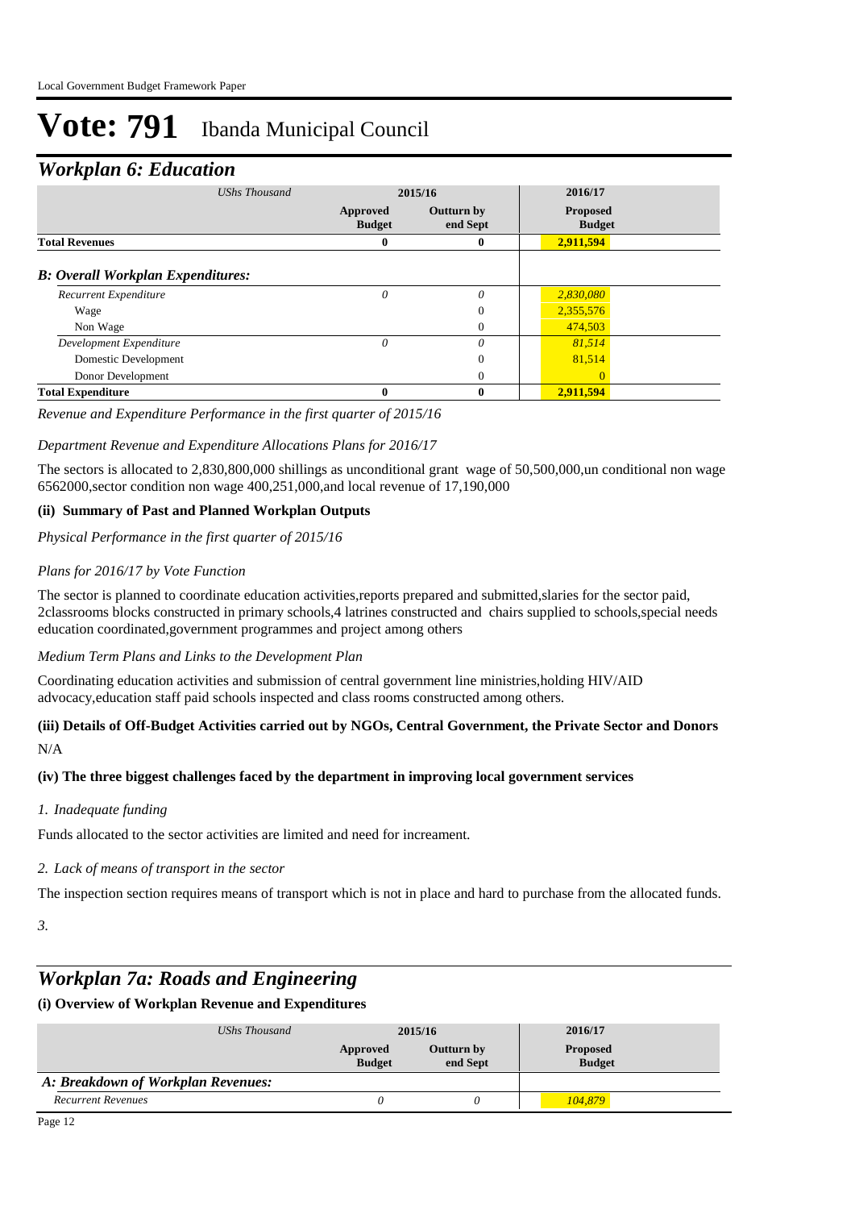# Vote: 791 Ibanda Municipal Council

## *Workplan 6: Education*

| *UShs Thousand* | 2015/16 | | 2016/17 |
|---|---|---|---|
| | **Approved Budget** | **Outturn by end Sept** | **Proposed Budget** |
| **Total Revenues** | **0** | **0** | **2,911,594** |
| ***B: Overall Workplan Expenditures:*** | | | |
| *Recurrent Expenditure* | *0* | *0* | *2,830,080* |
| Wage | | 0 | 2,355,576 |
| Non Wage | | 0 | 474,503 |
| *Development Expenditure* | *0* | *0* | *81,514* |
| Domestic Development | | 0 | 81,514 |
| Donor Development | | 0 | 0 |
| **Total Expenditure** | **0** | **0** | **2,911,594** |

*Revenue and Expenditure Performance in the first quarter of 2015/16*

*Department Revenue and Expenditure Allocations Plans for 2016/17*

The sectors is allocated to 2,830,800,000 shillings as unconditional grant wage of 50,500,000,un conditional non wage 6562000,sector condition non wage 400,251,000,and local revenue of 17,190,000

**(ii) Summary of Past and Planned Workplan Outputs**

*Physical Performance in the first quarter of 2015/16*

*Plans for 2016/17 by Vote Function*

The sector is planned to coordinate education activities,reports prepared and submitted,slaries for the sector paid, 2classrooms blocks constructed in primary schools,4 latrines constructed and chairs supplied to schools,special needs education coordinated,government programmes and project among others

*Medium Term Plans and Links to the Development Plan*

Coordinating education activities and submission of central government line ministries,holding HIV/AID advocacy,education staff paid schools inspected and class rooms constructed among others.

**(iii) Details of Off-Budget Activities carried out by NGOs, Central Government, the Private Sector and Donors**

N/A

**(iv) The three biggest challenges faced by the department in improving local government services**

*1. Inadequate funding*

Funds allocated to the sector activities are limited and need for increament.

*2. Lack of means of transport in the sector*

The inspection section requires means of transport which is not in place and hard to purchase from the allocated funds.

*3.*

## *Workplan 7a: Roads and Engineering*

**(i) Overview of Workplan Revenue and Expenditures**

| *UShs Thousand* | 2015/16 | | 2016/17 |
|---|---|---|---|
| | **Approved Budget** | **Outturn by end Sept** | **Proposed Budget** |
| ***A: Breakdown of Workplan Revenues:*** | | | |
| *Recurrent Revenues* | *0* | *0* | *104,879* |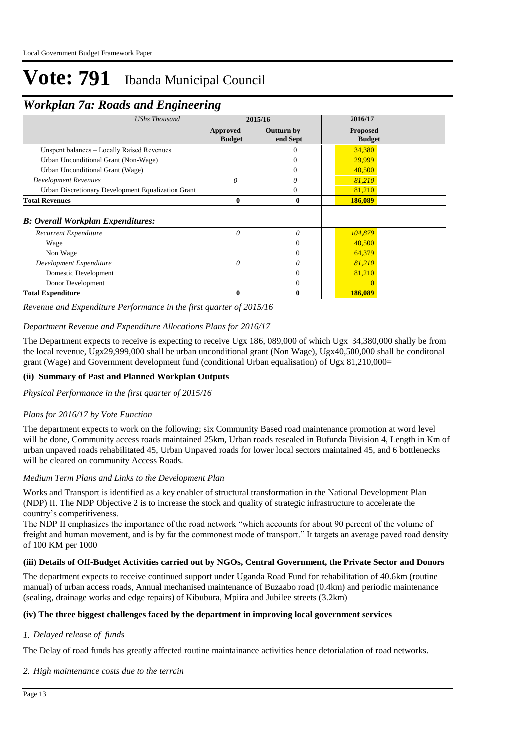# Vote: 791 Ibanda Municipal Council

## Workplan 7a: Roads and Engineering

| *UShs Thousand* | 2015/16 | | 2016/17 |
|---|---|---|---|
| | **Approved Budget** | **Outturn by end Sept** | **Proposed Budget** |
| Unspent balances – Locally Raised Revenues | | 0 | 34,380 |
| Urban Unconditional Grant (Non-Wage) | | 0 | 29,999 |
| Urban Unconditional Grant (Wage) | | 0 | 40,500 |
| *Development Revenues* | *0* | *0* | *81,210* |
| Urban Discretionary Development Equalization Grant | | 0 | 81,210 |
| **Total Revenues** | **0** | **0** | **186,089** |
| ***B: Overall Workplan Expenditures:*** | | | |
| *Recurrent Expenditure* | *0* | *0* | *104,879* |
| Wage | | 0 | 40,500 |
| Non Wage | | 0 | 64,379 |
| *Development Expenditure* | *0* | *0* | *81,210* |
| Domestic Development | | 0 | 81,210 |
| Donor Development | | 0 | 0 |
| **Total Expenditure** | **0** | **0** | **186,089** |

*Revenue and Expenditure Performance in the first quarter of 2015/16*

*Department Revenue and Expenditure Allocations Plans for 2016/17*

The Department expects to receive is expecting to receive Ugx 186, 089,000 of which Ugx 34,380,000 shally be from the local revenue, Ugx29,999,000 shall be urban unconditional grant (Non Wage), Ugx40,500,000 shall be conditonal grant (Wage) and Government development fund (conditional Urban equalisation) of Ugx 81,210,000=

### (ii) Summary of Past and Planned Workplan Outputs

*Physical Performance in the first quarter of 2015/16*

*Plans for 2016/17 by Vote Function*

The department expects to work on the following; six Community Based road maintenance promotion at word level will be done, Community access roads maintained 25km, Urban roads resealed in Bufunda Division 4, Length in Km of urban unpaved roads rehabilitated 45, Urban Unpaved roads for lower local sectors maintained 45, and 6 bottlenecks will be cleared on community Access Roads.

*Medium Term Plans and Links to the Development Plan*

Works and Transport is identified as a key enabler of structural transformation in the National Development Plan (NDP) II. The NDP Objective 2 is to increase the stock and quality of strategic infrastructure to accelerate the country's competitiveness.

The NDP II emphasizes the importance of the road network "which accounts for about 90 percent of the volume of freight and human movement, and is by far the commonest mode of transport." It targets an average paved road density of 100 KM per 1000

### (iii) Details of Off-Budget Activities carried out by NGOs, Central Government, the Private Sector and Donors

The department expects to receive continued support under Uganda Road Fund for rehabilitation of 40.6km (routine manual) of urban access roads, Annual mechanised maintenance of Buzaabo road (0.4km) and periodic maintenance (sealing, drainage works and edge repairs) of Kibubura, Mpiira and Jubilee streets (3.2km)

### (iv) The three biggest challenges faced by the department in improving local government services

*1. Delayed release of funds*

The Delay of road funds has greatly affected routine maintainance activities hence detorialation of road networks.

*2. High maintenance costs due to the terrain*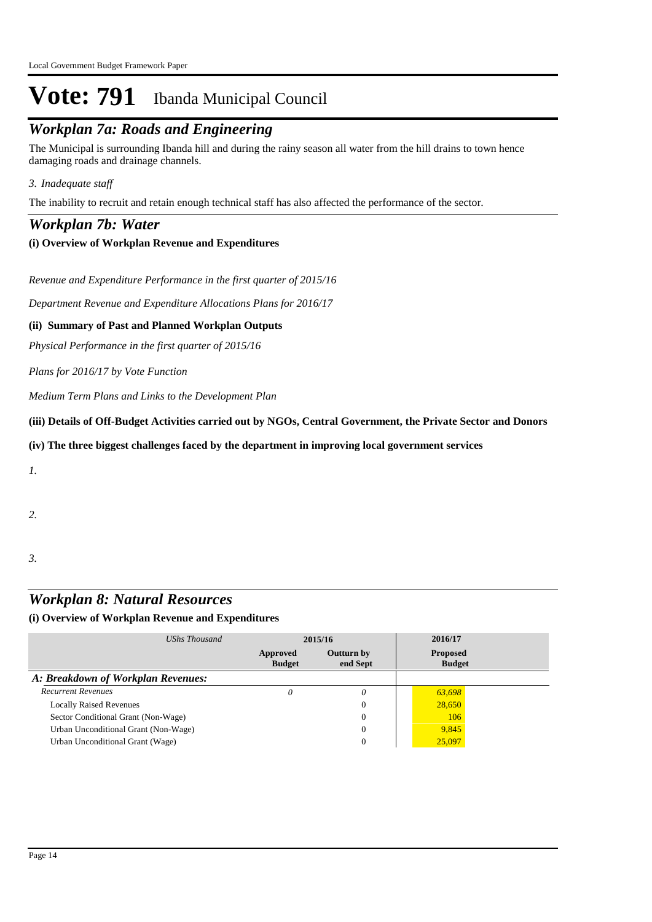# Vote: 791 Ibanda Municipal Council

## *Workplan 7a: Roads and Engineering*

The Municipal is surrounding Ibanda hill and during the rainy season all water from the hill drains to town hence damaging roads and drainage channels.

*3. Inadequate staff*

The inability to recruit and retain enough technical staff has also affected the performance of the sector.

## *Workplan 7b: Water*

**(i) Overview of Workplan Revenue and Expenditures**

*Revenue and Expenditure Performance in the first quarter of 2015/16*

*Department Revenue and Expenditure Allocations Plans for 2016/17*

**(ii) Summary of Past and Planned Workplan Outputs**

*Physical Performance in the first quarter of 2015/16*

*Plans for 2016/17 by Vote Function*

*Medium Term Plans and Links to the Development Plan*

**(iii) Details of Off-Budget Activities carried out by NGOs, Central Government, the Private Sector and Donors**

**(iv) The three biggest challenges faced by the department in improving local government services**

*1.*

*2.*

*3.*

## *Workplan 8: Natural Resources*

**(i) Overview of Workplan Revenue and Expenditures**

| *UShs Thousand* | 2015/16 | | 2016/17 |
|---|---|---|---|
| | **Approved Budget** | **Outturn by end Sept** | **Proposed Budget** |
| ***A: Breakdown of Workplan Revenues:*** | | | |
| *Recurrent Revenues* | *0* | *0* | *63,698* |
| Locally Raised Revenues | | 0 | 28,650 |
| Sector Conditional Grant (Non-Wage) | | 0 | 106 |
| Urban Unconditional Grant (Non-Wage) | | 0 | 9,845 |
| Urban Unconditional Grant (Wage) | | 0 | 25,097 |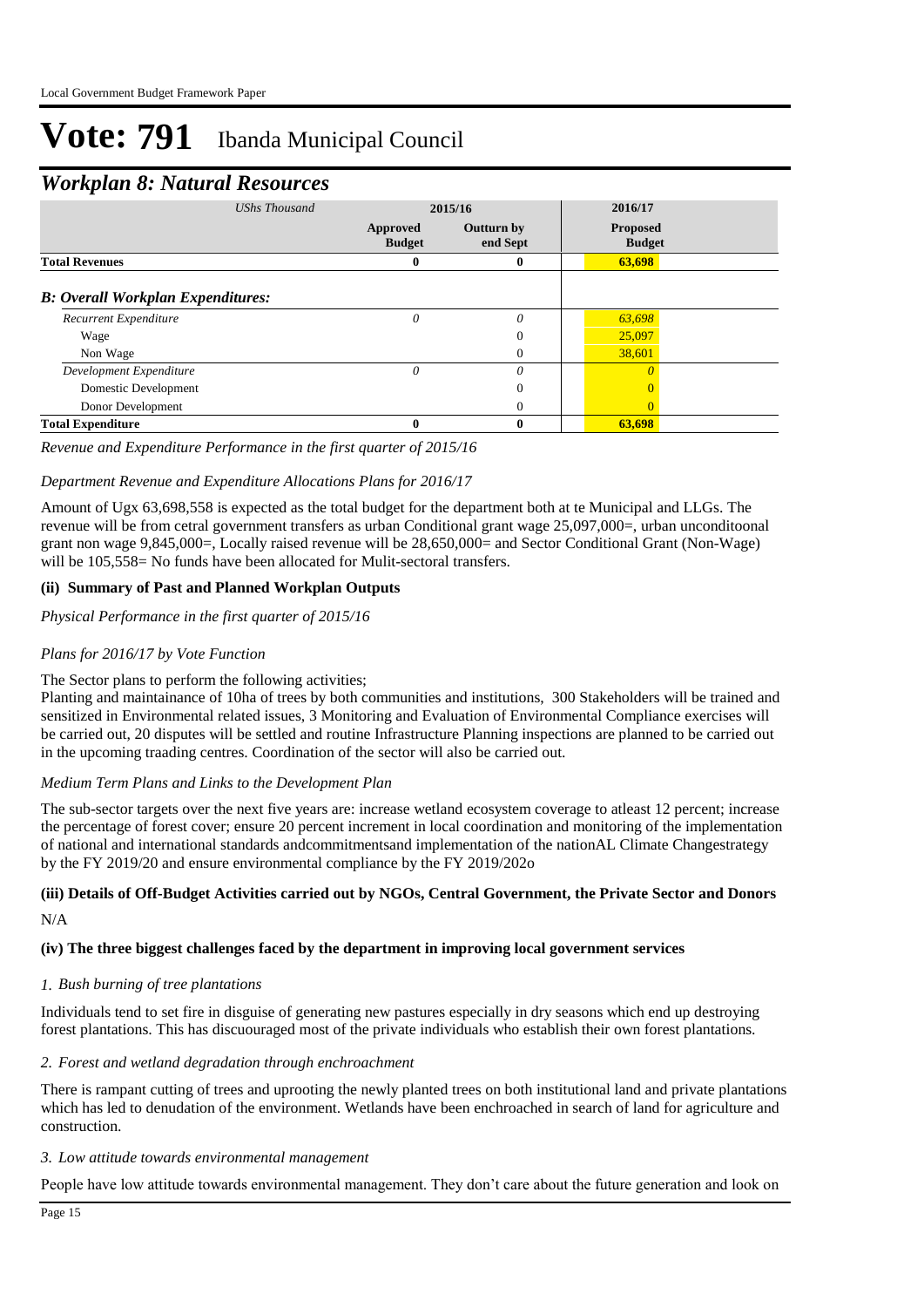# Vote: 791 Ibanda Municipal Council

## *Workplan 8: Natural Resources*

| *UShs Thousand* | 2015/16 | | 2016/17 |
|---|---|---|---|
| | **Approved Budget** | **Outturn by end Sept** | **Proposed Budget** |
| **Total Revenues** | **0** | **0** | **63,698** |
| ***B: Overall Workplan Expenditures:*** | | | |
| *Recurrent Expenditure* | *0* | *0* | *63,698* |
| Wage | | 0 | 25,097 |
| Non Wage | | 0 | 38,601 |
| *Development Expenditure* | *0* | *0* | *0* |
| Domestic Development | | 0 | 0 |
| Donor Development | | 0 | 0 |
| **Total Expenditure** | **0** | **0** | **63,698** |

*Revenue and Expenditure Performance in the first quarter of 2015/16*

*Department Revenue and Expenditure Allocations Plans for 2016/17*

Amount of Ugx 63,698,558 is expected as the total budget for the department both at te Municipal and LLGs. The revenue will be from cetral government transfers as urban Conditional grant wage 25,097,000=, urban unconditoonal grant non wage 9,845,000=, Locally raised revenue will be 28,650,000= and Sector Conditional Grant (Non-Wage) will be 105,558= No funds have been allocated for Mulit-sectoral transfers.

### (ii) Summary of Past and Planned Workplan Outputs

*Physical Performance in the first quarter of 2015/16*

*Plans for 2016/17 by Vote Function*

The Sector plans to perform the following activities;
Planting and maintainance of 10ha of trees by both communities and institutions, 300 Stakeholders will be trained and sensitized in Environmental related issues, 3 Monitoring and Evaluation of Environmental Compliance exercises will be carried out, 20 disputes will be settled and routine Infrastructure Planning inspections are planned to be carried out in the upcoming traading centres. Coordination of the sector will also be carried out.

*Medium Term Plans and Links to the Development Plan*

The sub-sector targets over the next five years are: increase wetland ecosystem coverage to atleast 12 percent; increase the percentage of forest cover; ensure 20 percent increment in local coordination and monitoring of the implementation of national and international standards andcommitmentsand implementation of the nationAL Climate Changestrategy by the FY 2019/20 and ensure environmental compliance by the FY 2019/202o

### (iii) Details of Off-Budget Activities carried out by NGOs, Central Government, the Private Sector and Donors

N/A

### (iv) The three biggest challenges faced by the department in improving local government services

*1. Bush burning of tree plantations*

Individuals tend to set fire in disguise of generating new pastures especially in dry seasons which end up destroying forest plantations. This has discuouraged most of the private individuals who establish their own forest plantations.

*2. Forest and wetland degradation through enchroachment*

There is rampant cutting of trees and uprooting the newly planted trees on both institutional land and private plantations which has led to denudation of the environment. Wetlands have been enchroached in search of land for agriculture and construction.

*3. Low attitude towards environmental management*

People have low attitude towards environmental management. They don't care about the future generation and look on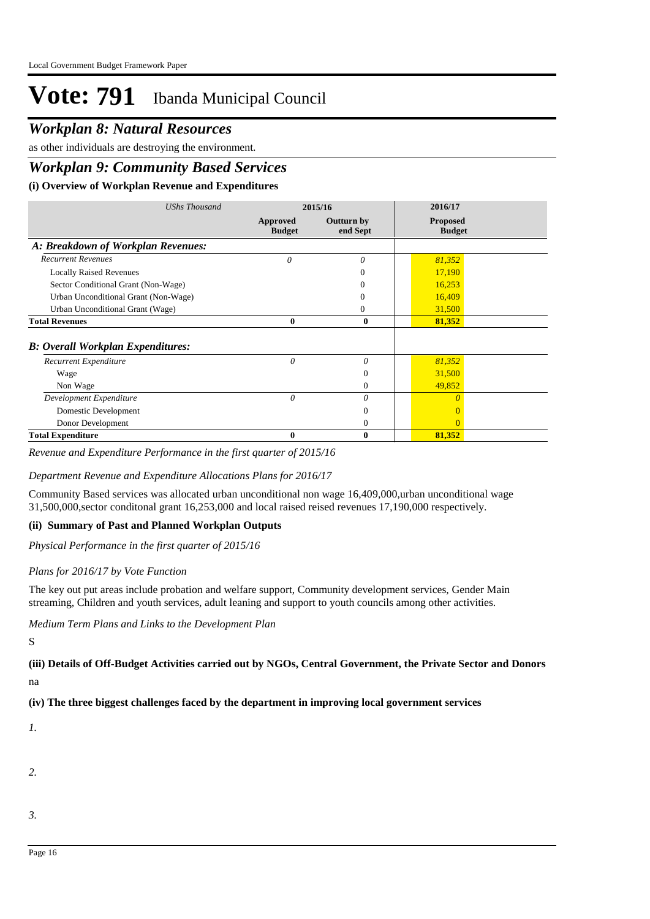# Vote: 791 Ibanda Municipal Council

## *Workplan 8: Natural Resources*

as other individuals are destroying the environment.

## *Workplan 9: Community Based Services*

### (i) Overview of Workplan Revenue and Expenditures

| *UShs Thousand* | 2015/16 | | 2016/17 |
|---|---|---|---|
| | **Approved Budget** | **Outturn by end Sept** | **Proposed Budget** |
| ***A: Breakdown of Workplan Revenues:*** | | | |
| *Recurrent Revenues* | *0* | *0* | *81,352* |
| Locally Raised Revenues | | 0 | 17,190 |
| Sector Conditional Grant (Non-Wage) | | 0 | 16,253 |
| Urban Unconditional Grant (Non-Wage) | | 0 | 16,409 |
| Urban Unconditional Grant (Wage) | | 0 | 31,500 |
| **Total Revenues** | **0** | **0** | **81,352** |
| ***B: Overall Workplan Expenditures:*** | | | |
| *Recurrent Expenditure* | *0* | *0* | *81,352* |
| Wage | | 0 | 31,500 |
| Non Wage | | 0 | 49,852 |
| *Development Expenditure* | *0* | *0* | *0* |
| Domestic Development | | 0 | 0 |
| Donor Development | | 0 | 0 |
| **Total Expenditure** | **0** | **0** | **81,352** |

*Revenue and Expenditure Performance in the first quarter of 2015/16*

*Department Revenue and Expenditure Allocations Plans for 2016/17*

Community Based services was allocated urban unconditional non wage 16,409,000,urban unconditional wage 31,500,000,sector conditonal grant 16,253,000 and local raised reised revenues 17,190,000 respectively.

### (ii) Summary of Past and Planned Workplan Outputs

*Physical Performance in the first quarter of 2015/16*

*Plans for 2016/17 by Vote Function*

The key out put areas include probation and welfare support, Community development services, Gender Main streaming, Children and youth services, adult leaning and support to youth councils among other activities.

*Medium Term Plans and Links to the Development Plan*

S

### (iii) Details of Off-Budget Activities carried out by NGOs, Central Government, the Private Sector and Donors

na

### (iv) The three biggest challenges faced by the department in improving local government services

*1.*

*2.*

*3.*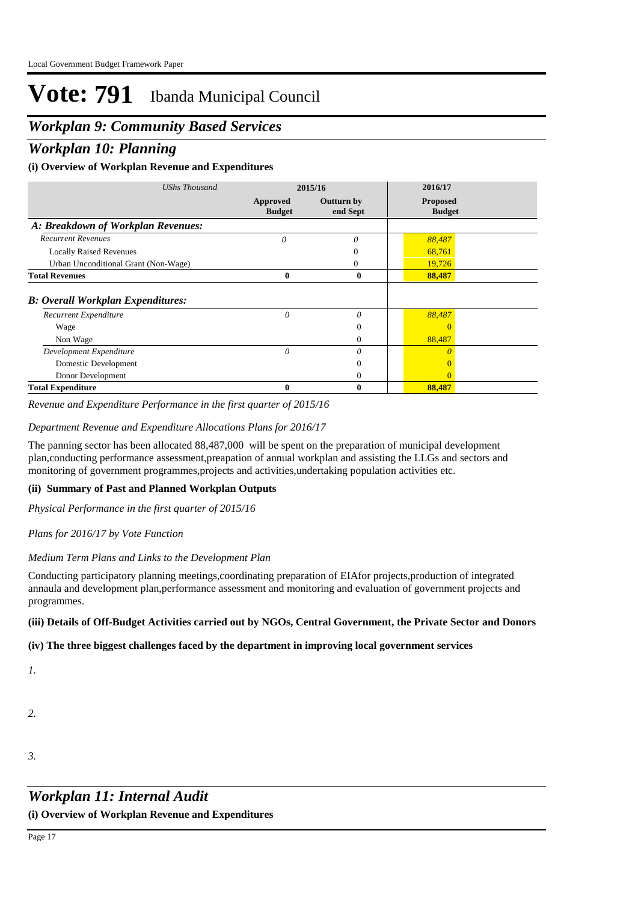# Vote: 791 Ibanda Municipal Council

## *Workplan 9: Community Based Services*

## *Workplan 10: Planning*

### (i) Overview of Workplan Revenue and Expenditures

| *UShs Thousand* | 2015/16 | | 2016/17 |
|---|---|---|---|
| | **Approved Budget** | **Outturn by end Sept** | **Proposed Budget** |
| ***A: Breakdown of Workplan Revenues:*** | | | |
| *Recurrent Revenues* | *0* | *0* | *88,487* |
| Locally Raised Revenues | | 0 | 68,761 |
| Urban Unconditional Grant (Non-Wage) | | 0 | 19,726 |
| **Total Revenues** | **0** | **0** | **88,487** |
| ***B: Overall Workplan Expenditures:*** | | | |
| *Recurrent Expenditure* | *0* | *0* | *88,487* |
| Wage | | 0 | 0 |
| Non Wage | | 0 | 88,487 |
| *Development Expenditure* | *0* | *0* | *0* |
| Domestic Development | | 0 | 0 |
| Donor Development | | 0 | 0 |
| **Total Expenditure** | **0** | **0** | **88,487** |

*Revenue and Expenditure Performance in the first quarter of 2015/16*

*Department Revenue and Expenditure Allocations Plans for 2016/17*

The panning sector has been allocated 88,487,000 will be spent on the preparation of municipal development plan,conducting performance assessment,preapation of annual workplan and assisting the LLGs and sectors and monitoring of government programmes,projects and activities,undertaking population activities etc.

### (ii) Summary of Past and Planned Workplan Outputs

*Physical Performance in the first quarter of 2015/16*

*Plans for 2016/17 by Vote Function*

*Medium Term Plans and Links to the Development Plan*

Conducting participatory planning meetings,coordinating preparation of EIAfor projects,production of integrated annaula and development plan,performance assessment and monitoring and evaluation of government projects and programmes.

### (iii) Details of Off-Budget Activities carried out by NGOs, Central Government, the Private Sector and Donors

### (iv) The three biggest challenges faced by the department in improving local government services

*1.*

*2.*

*3.*

## *Workplan 11: Internal Audit*

### (i) Overview of Workplan Revenue and Expenditures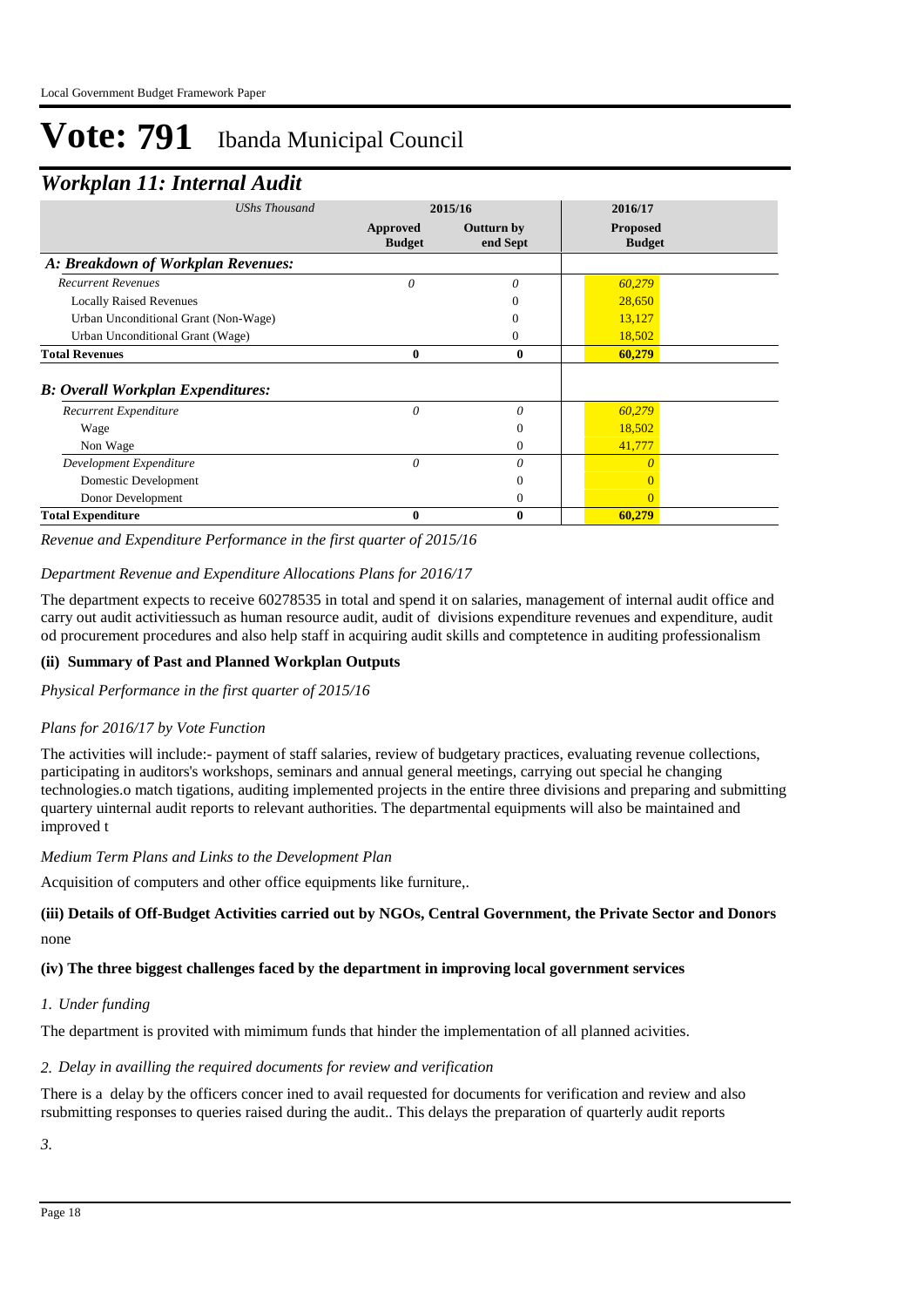# Vote: 791 Ibanda Municipal Council

## *Workplan 11: Internal Audit*

| *UShs Thousand* | 2015/16 | | 2016/17 |
|---|---|---|---|
| | **Approved Budget** | **Outturn by end Sept** | **Proposed Budget** |
| ***A: Breakdown of Workplan Revenues:*** | | | |
| *Recurrent Revenues* | *0* | *0* | *60,279* |
| Locally Raised Revenues | | 0 | 28,650 |
| Urban Unconditional Grant (Non-Wage) | | 0 | 13,127 |
| Urban Unconditional Grant (Wage) | | 0 | 18,502 |
| **Total Revenues** | **0** | **0** | **60,279** |
| ***B: Overall Workplan Expenditures:*** | | | |
| *Recurrent Expenditure* | *0* | *0* | *60,279* |
| Wage | | 0 | 18,502 |
| Non Wage | | 0 | 41,777 |
| *Development Expenditure* | *0* | *0* | *0* |
| Domestic Development | | 0 | 0 |
| Donor Development | | 0 | 0 |
| **Total Expenditure** | **0** | **0** | **60,279** |

*Revenue and Expenditure Performance in the first quarter of 2015/16*

*Department Revenue and Expenditure Allocations Plans for 2016/17*

The department expects to receive 60278535 in total and spend it on salaries, management of internal audit office and carry out audit activitiessuch as human resource audit, audit of divisions expenditure revenues and expenditure, audit od procurement procedures and also help staff in acquiring audit skills and comptetence in auditing professionalism

**(ii) Summary of Past and Planned Workplan Outputs**

*Physical Performance in the first quarter of 2015/16*

*Plans for 2016/17 by Vote Function*

The activities will include:- payment of staff salaries, review of budgetary practices, evaluating revenue collections, participating in auditors's workshops, seminars and annual general meetings, carrying out special he changing technologies.o match tigations, auditing implemented projects in the entire three divisions and preparing and submitting quartery uinternal audit reports to relevant authorities. The departmental equipments will also be maintained and improved t

*Medium Term Plans and Links to the Development Plan*

Acquisition of computers and other office equipments like furniture,.

**(iii) Details of Off-Budget Activities carried out by NGOs, Central Government, the Private Sector and Donors**

none

**(iv) The three biggest challenges faced by the department in improving local government services**

*1. Under funding*

The department is provited with mimimum funds that hinder the implementation of all planned acivities.

*2. Delay in availling the required documents for review and verification*

There is a delay by the officers concer ined to avail requested for documents for verification and review and also rsubmitting responses to queries raised during the audit.. This delays the preparation of quarterly audit reports

*3.*